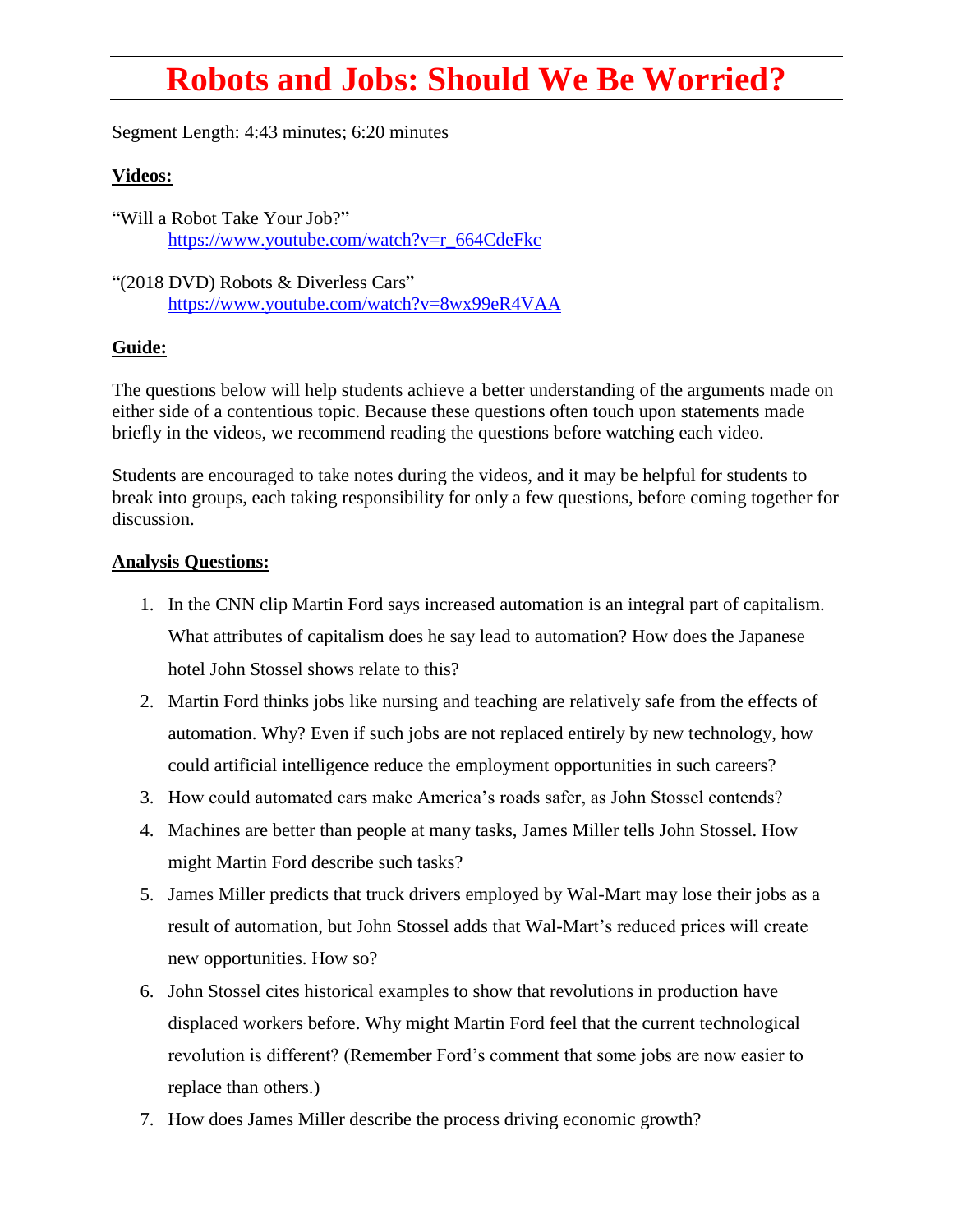# Robots and Jobs: Should We Be Worried?

Segment Length: 4:43 minutes; 6:20 minutes

**Videos:**

"Will a Robot Take Your Job?"
https://www.youtube.com/watch?v=r_664CdeFkc

"(2018 DVD) Robots & Diverless Cars"
https://www.youtube.com/watch?v=8wx99eR4VAA

**Guide:**

The questions below will help students achieve a better understanding of the arguments made on either side of a contentious topic. Because these questions often touch upon statements made briefly in the videos, we recommend reading the questions before watching each video.

Students are encouraged to take notes during the videos, and it may be helpful for students to break into groups, each taking responsibility for only a few questions, before coming together for discussion.

**Analysis Questions:**

1. In the CNN clip Martin Ford says increased automation is an integral part of capitalism. What attributes of capitalism does he say lead to automation? How does the Japanese hotel John Stossel shows relate to this?
2. Martin Ford thinks jobs like nursing and teaching are relatively safe from the effects of automation. Why? Even if such jobs are not replaced entirely by new technology, how could artificial intelligence reduce the employment opportunities in such careers?
3. How could automated cars make America's roads safer, as John Stossel contends?
4. Machines are better than people at many tasks, James Miller tells John Stossel. How might Martin Ford describe such tasks?
5. James Miller predicts that truck drivers employed by Wal-Mart may lose their jobs as a result of automation, but John Stossel adds that Wal-Mart's reduced prices will create new opportunities. How so?
6. John Stossel cites historical examples to show that revolutions in production have displaced workers before. Why might Martin Ford feel that the current technological revolution is different? (Remember Ford's comment that some jobs are now easier to replace than others.)
7. How does James Miller describe the process driving economic growth?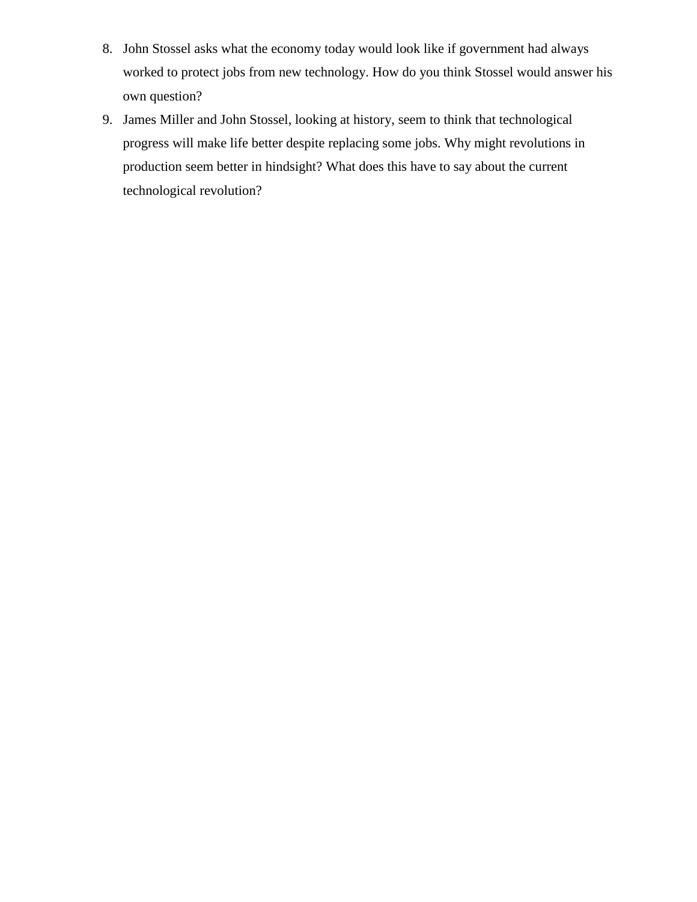8. John Stossel asks what the economy today would look like if government had always worked to protect jobs from new technology. How do you think Stossel would answer his own question?
9. James Miller and John Stossel, looking at history, seem to think that technological progress will make life better despite replacing some jobs. Why might revolutions in production seem better in hindsight? What does this have to say about the current technological revolution?